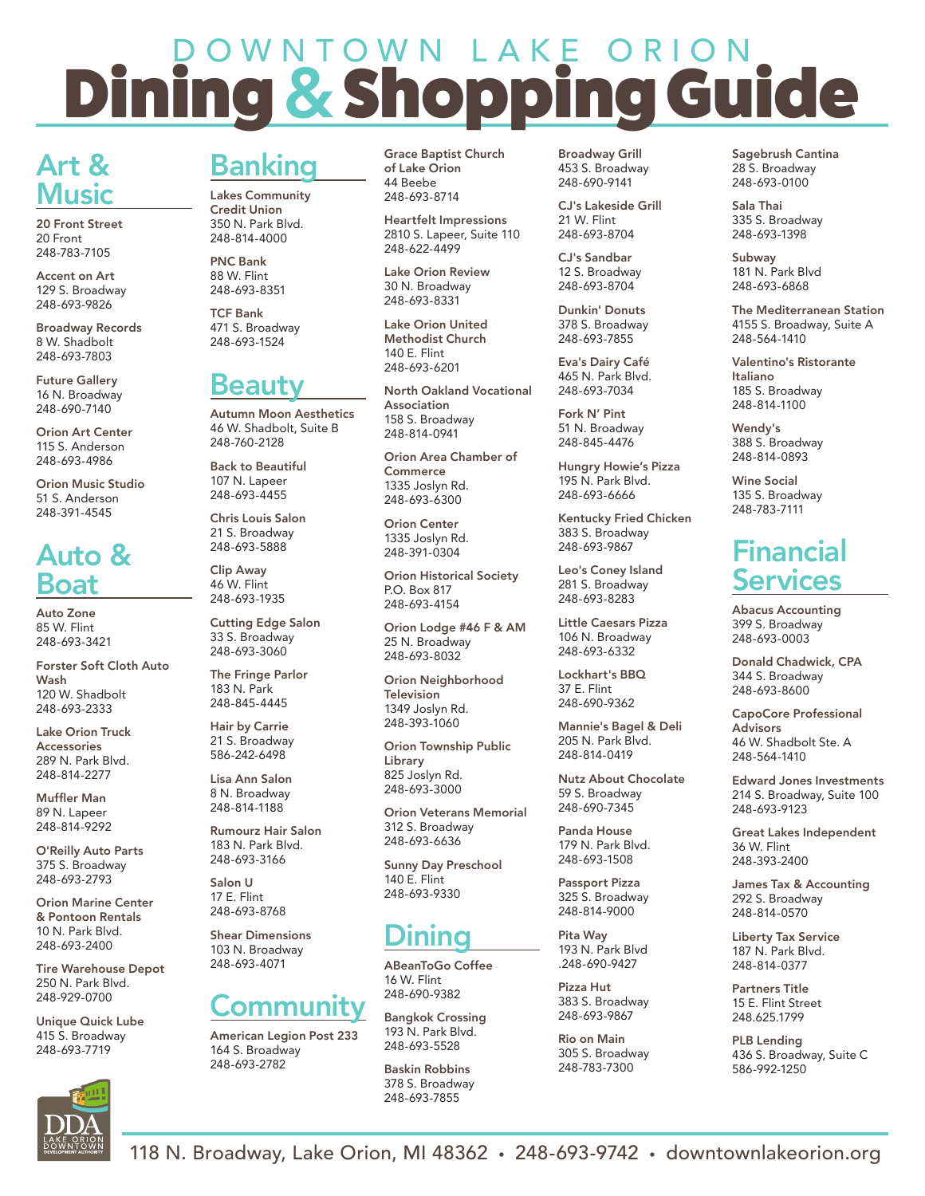# DOWNTOWN LAKE ORION Dining & Shopping Guide

## Art & Music

**20 Front Street**
20 Front
248-783-7105

**Accent on Art**
129 S. Broadway
248-693-9826

**Broadway Records**
8 W. Shadbolt
248-693-7803

**Future Gallery**
16 N. Broadway
248-690-7140

**Orion Art Center**
115 S. Anderson
248-693-4986

**Orion Music Studio**
51 S. Anderson
248-391-4545

## Auto & Boat

**Auto Zone**
85 W. Flint
248-693-3421

**Forster Soft Cloth Auto Wash**
120 W. Shadbolt
248-693-2333

**Lake Orion Truck Accessories**
289 N. Park Blvd.
248-814-2277

**Muffler Man**
89 N. Lapeer
248-814-9292

**O'Reilly Auto Parts**
375 S. Broadway
248-693-2793

**Orion Marine Center & Pontoon Rentals**
10 N. Park Blvd.
248-693-2400

**Tire Warehouse Depot**
250 N. Park Blvd.
248-929-0700

**Unique Quick Lube**
415 S. Broadway
248-693-7719

## Banking

**Lakes Community Credit Union**
350 N. Park Blvd.
248-814-4000

**PNC Bank**
88 W. Flint
248-693-8351

**TCF Bank**
471 S. Broadway
248-693-1524

## Beauty

**Autumn Moon Aesthetics**
46 W. Shadbolt, Suite B
248-760-2128

**Back to Beautiful**
107 N. Lapeer
248-693-4455

**Chris Louis Salon**
21 S. Broadway
248-693-5888

**Clip Away**
46 W. Flint
248-693-1935

**Cutting Edge Salon**
33 S. Broadway
248-693-3060

**The Fringe Parlor**
183 N. Park
248-845-4445

**Hair by Carrie**
21 S. Broadway
586-242-6498

**Lisa Ann Salon**
8 N. Broadway
248-814-1188

**Rumourz Hair Salon**
183 N. Park Blvd.
248-693-3166

**Salon U**
17 E. Flint
248-693-8768

**Shear Dimensions**
103 N. Broadway
248-693-4071

## Community

**American Legion Post 233**
164 S. Broadway
248-693-2782

**Grace Baptist Church of Lake Orion**
44 Beebe
248-693-8714

**Heartfelt Impressions**
2810 S. Lapeer, Suite 110
248-622-4499

**Lake Orion Review**
30 N. Broadway
248-693-8331

**Lake Orion United Methodist Church**
140 E. Flint
248-693-6201

**North Oakland Vocational Association**
158 S. Broadway
248-814-0941

**Orion Area Chamber of Commerce**
1335 Joslyn Rd.
248-693-6300

**Orion Center**
1335 Joslyn Rd.
248-391-0304

**Orion Historical Society**
P.O. Box 817
248-693-4154

**Orion Lodge #46 F & AM**
25 N. Broadway
248-693-8032

**Orion Neighborhood Television**
1349 Joslyn Rd.
248-393-1060

**Orion Township Public Library**
825 Joslyn Rd.
248-693-3000

**Orion Veterans Memorial**
312 S. Broadway
248-693-6636

**Sunny Day Preschool**
140 E. Flint
248-693-9330

## Dining

**ABeanToGo Coffee**
16 W. Flint
248-690-9382

**Bangkok Crossing**
193 N. Park Blvd.
248-693-5528

**Baskin Robbins**
378 S. Broadway
248-693-7855

**Broadway Grill**
453 S. Broadway
248-690-9141

**CJ's Lakeside Grill**
21 W. Flint
248-693-8704

**CJ's Sandbar**
12 S. Broadway
248-693-8704

**Dunkin' Donuts**
378 S. Broadway
248-693-7855

**Eva's Dairy Café**
465 N. Park Blvd.
248-693-7034

**Fork N' Pint**
51 N. Broadway
248-845-4476

**Hungry Howie's Pizza**
195 N. Park Blvd.
248-693-6666

**Kentucky Fried Chicken**
383 S. Broadway
248-693-9867

**Leo's Coney Island**
281 S. Broadway
248-693-8283

**Little Caesars Pizza**
106 N. Broadway
248-693-6332

**Lockhart's BBQ**
37 E. Flint
248-690-9362

**Mannie's Bagel & Deli**
205 N. Park Blvd.
248-814-0419

**Nutz About Chocolate**
59 S. Broadway
248-690-7345

**Panda House**
179 N. Park Blvd.
248-693-1508

**Passport Pizza**
325 S. Broadway
248-814-9000

**Pita Way**
193 N. Park Blvd
.248-690-9427

**Pizza Hut**
383 S. Broadway
248-693-9867

**Rio on Main**
305 S. Broadway
248-783-7300

**Sagebrush Cantina**
28 S. Broadway
248-693-0100

**Sala Thai**
335 S. Broadway
248-693-1398

**Subway**
181 N. Park Blvd
248-693-6868

**The Mediterranean Station**
4155 S. Broadway, Suite A
248-564-1410

**Valentino's Ristorante Italiano**
185 S. Broadway
248-814-1100

**Wendy's**
388 S. Broadway
248-814-0893

**Wine Social**
135 S. Broadway
248-783-7111

## Financial Services

**Abacus Accounting**
399 S. Broadway
248-693-0003

**Donald Chadwick, CPA**
344 S. Broadway
248-693-8600

**CapoCore Professional Advisors**
46 W. Shadbolt Ste. A
248-564-1410

**Edward Jones Investments**
214 S. Broadway, Suite 100
248-693-9123

**Great Lakes Independent**
36 W. Flint
248-393-2400

**James Tax & Accounting**
292 S. Broadway
248-814-0570

**Liberty Tax Service**
187 N. Park Blvd.
248-814-0377

**Partners Title**
15 E. Flint Street
248.625.1799

**PLB Lending**
436 S. Broadway, Suite C
586-992-1250

DDA LAKE ORION DOWNTOWN DEVELOPMENT AUTHORITY

118 N. Broadway, Lake Orion, MI 48362 • 248-693-9742 • downtownlakeorion.org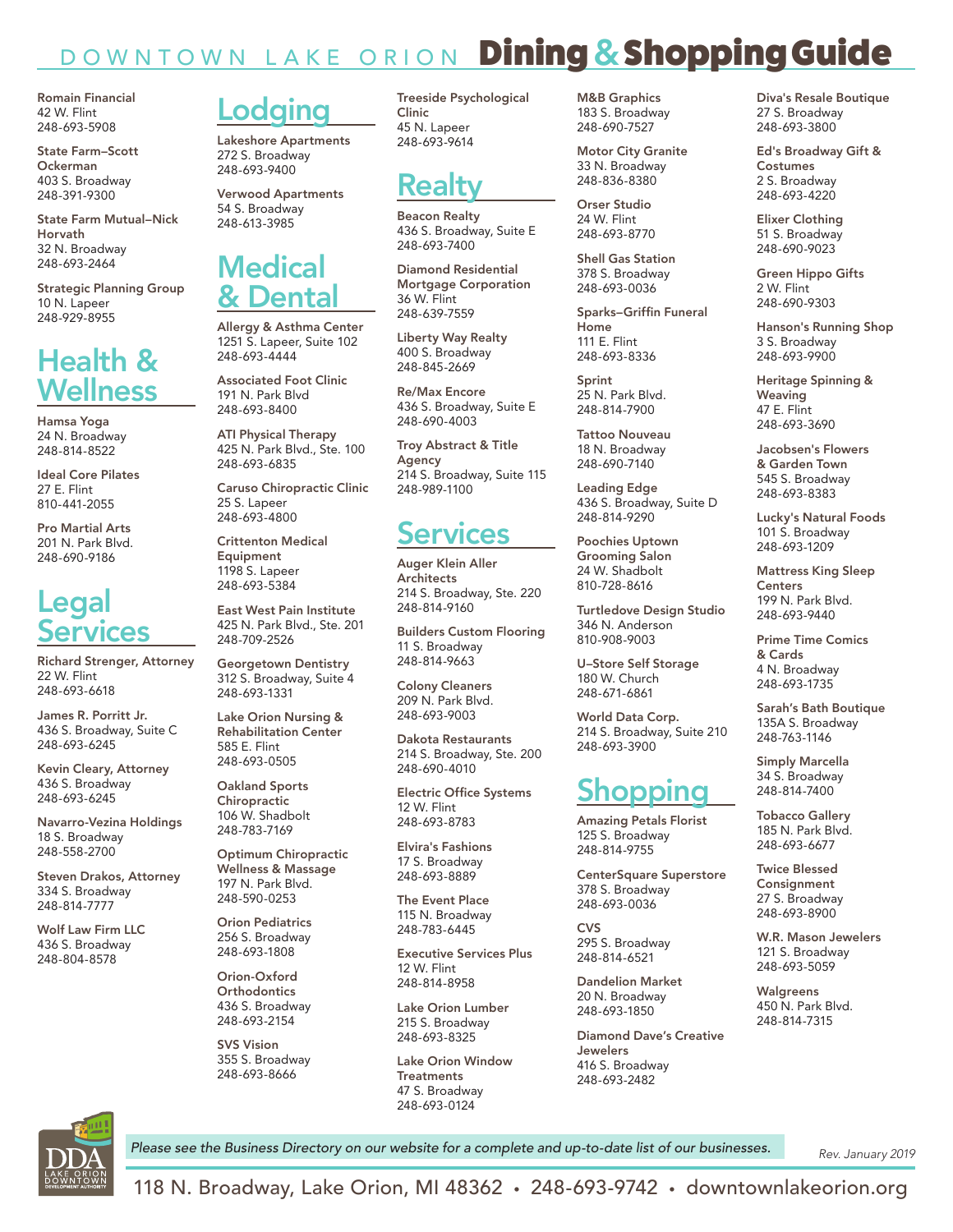# DOWNTOWN LAKE ORION Dining & Shopping Guide

**Romain Financial**
42 W. Flint
248-693-5908

**State Farm–Scott Ockerman**
403 S. Broadway
248-391-9300

**State Farm Mutual–Nick Horvath**
32 N. Broadway
248-693-2464

**Strategic Planning Group**
10 N. Lapeer
248-929-8955

## Health & Wellness

**Hamsa Yoga**
24 N. Broadway
248-814-8522

**Ideal Core Pilates**
27 E. Flint
810-441-2055

**Pro Martial Arts**
201 N. Park Blvd.
248-690-9186

## Legal Services

**Richard Strenger, Attorney**
22 W. Flint
248-693-6618

**James R. Porritt Jr.**
436 S. Broadway, Suite C
248-693-6245

**Kevin Cleary, Attorney**
436 S. Broadway
248-693-6245

**Navarro-Vezina Holdings**
18 S. Broadway
248-558-2700

**Steven Drakos, Attorney**
334 S. Broadway
248-814-7777

**Wolf Law Firm LLC**
436 S. Broadway
248-804-8578

## Lodging

**Lakeshore Apartments**
272 S. Broadway
248-693-9400

**Verwood Apartments**
54 S. Broadway
248-613-3985

## Medical & Dental

**Allergy & Asthma Center**
1251 S. Lapeer, Suite 102
248-693-4444

**Associated Foot Clinic**
191 N. Park Blvd
248-693-8400

**ATI Physical Therapy**
425 N. Park Blvd., Ste. 100
248-693-6835

**Caruso Chiropractic Clinic**
25 S. Lapeer
248-693-4800

**Crittenton Medical Equipment**
1198 S. Lapeer
248-693-5384

**East West Pain Institute**
425 N. Park Blvd., Ste. 201
248-709-2526

**Georgetown Dentistry**
312 S. Broadway, Suite 4
248-693-1331

**Lake Orion Nursing & Rehabilitation Center**
585 E. Flint
248-693-0505

**Oakland Sports Chiropractic**
106 W. Shadbolt
248-783-7169

**Optimum Chiropractic Wellness & Massage**
197 N. Park Blvd.
248-590-0253

**Orion Pediatrics**
256 S. Broadway
248-693-1808

**Orion-Oxford Orthodontics**
436 S. Broadway
248-693-2154

**SVS Vision**
355 S. Broadway
248-693-8666

**Treeside Psychological Clinic**
45 N. Lapeer
248-693-9614

## Realty

**Beacon Realty**
436 S. Broadway, Suite E
248-693-7400

**Diamond Residential Mortgage Corporation**
36 W. Flint
248-639-7559

**Liberty Way Realty**
400 S. Broadway
248-845-2669

**Re/Max Encore**
436 S. Broadway, Suite E
248-690-4003

**Troy Abstract & Title Agecy**
214 S. Broadway, Suite 115
248-989-1100

## Services

**Auger Klein Aller Architects**
214 S. Broadway, Ste. 220
248-814-9160

**Builders Custom Flooring**
11 S. Broadway
248-814-9663

**Colony Cleaners**
209 N. Park Blvd.
248-693-9003

**Dakota Restaurants**
214 S. Broadway, Ste. 200
248-690-4010

**Electric Office Systems**
12 W. Flint
248-693-8783

**Elvira's Fashions**
17 S. Broadway
248-693-8889

**The Event Place**
115 N. Broadway
248-783-6445

**Executive Services Plus**
12 W. Flint
248-814-8958

**Lake Orion Lumber**
215 S. Broadway
248-693-8325

**Lake Orion Window Treatments**
47 S. Broadway
248-693-0124

**M&B Graphics**
183 S. Broadway
248-690-7527

**Motor City Granite**
33 N. Broadway
248-836-8380

**Orser Studio**
24 W. Flint
248-693-8770

**Shell Gas Station**
378 S. Broadway
248-693-0036

**Sparks–Griffin Funeral Home**
111 E. Flint
248-693-8336

**Sprint**
25 N. Park Blvd.
248-814-7900

**Tattoo Nouveau**
18 N. Broadway
248-690-7140

**Leading Edge**
436 S. Broadway, Suite D
248-814-9290

**Poochies Uptown Grooming Salon**
24 W. Shadbolt
810-728-8616

**Turtledove Design Studio**
346 N. Anderson
810-908-9003

**U–Store Self Storage**
180 W. Church
248-671-6861

**World Data Corp.**
214 S. Broadway, Suite 210
248-693-3900

## Shopping

**Amazing Petals Florist**
125 S. Broadway
248-814-9755

**CenterSquare Superstore**
378 S. Broadway
248-693-0036

**CVS**
295 S. Broadway
248-814-6521

**Dandelion Market**
20 N. Broadway
248-693-1850

**Diamond Dave's Creative Jewelers**
416 S. Broadway
248-693-2482

**Diva's Resale Boutique**
27 S. Broadway
248-693-3800

**Ed's Broadway Gift & Costumes**
2 S. Broadway
248-693-4220

**Elixer Clothing**
51 S. Broadway
248-690-9023

**Green Hippo Gifts**
2 W. Flint
248-690-9303

**Hanson's Running Shop**
3 S. Broadway
248-693-9900

**Heritage Spinning & Weaving**
47 E. Flint
248-693-3690

**Jacobsen's Flowers & Garden Town**
545 S. Broadway
248-693-8383

**Lucky's Natural Foods**
101 S. Broadway
248-693-1209

**Mattress King Sleep Centers**
199 N. Park Blvd.
248-693-9440

**Prime Time Comics & Cards**
4 N. Broadway
248-693-1735

**Sarah's Bath Boutique**
135A S. Broadway
248-763-1146

**Simply Marcella**
34 S. Broadway
248-814-7400

**Tobacco Gallery**
185 N. Park Blvd.
248-693-6677

**Twice Blessed Consignment**
27 S. Broadway
248-693-8900

**W.R. Mason Jewelers**
121 S. Broadway
248-693-5059

**Walgreens**
450 N. Park Blvd.
248-814-7315

DDA LAKE ORION DOWNTOWN DEVELOPMENT AUTHORITY

*Please see the Business Directory on our website for a complete and up-to-date list of our businesses.*

*Rev. January 2019*

118 N. Broadway, Lake Orion, MI 48362 • 248-693-9742 • downtownlakeorion.org